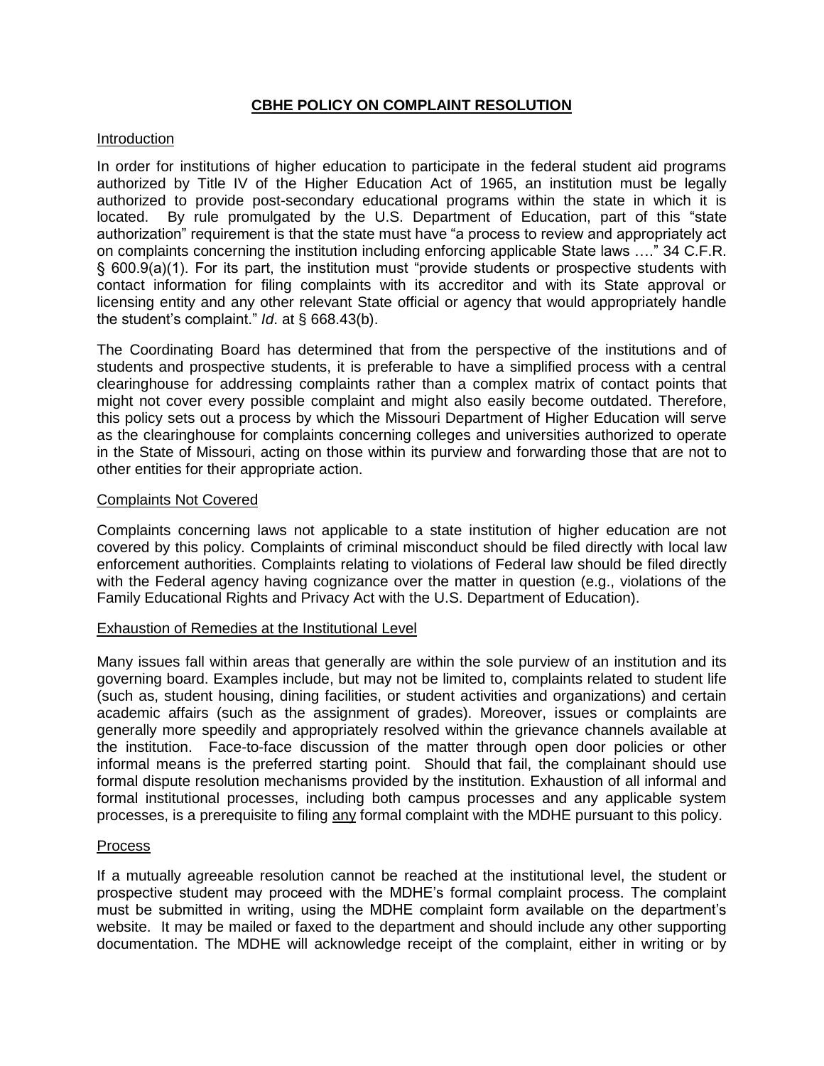# CBHE POLICY ON COMPLAINT RESOLUTION

## Introduction

In order for institutions of higher education to participate in the federal student aid programs authorized by Title IV of the Higher Education Act of 1965, an institution must be legally authorized to provide post-secondary educational programs within the state in which it is located. By rule promulgated by the U.S. Department of Education, part of this "state authorization" requirement is that the state must have "a process to review and appropriately act on complaints concerning the institution including enforcing applicable State laws …." 34 C.F.R. § 600.9(a)(1). For its part, the institution must "provide students or prospective students with contact information for filing complaints with its accreditor and with its State approval or licensing entity and any other relevant State official or agency that would appropriately handle the student's complaint." *Id*. at § 668.43(b).

The Coordinating Board has determined that from the perspective of the institutions and of students and prospective students, it is preferable to have a simplified process with a central clearinghouse for addressing complaints rather than a complex matrix of contact points that might not cover every possible complaint and might also easily become outdated. Therefore, this policy sets out a process by which the Missouri Department of Higher Education will serve as the clearinghouse for complaints concerning colleges and universities authorized to operate in the State of Missouri, acting on those within its purview and forwarding those that are not to other entities for their appropriate action.

## Complaints Not Covered

Complaints concerning laws not applicable to a state institution of higher education are not covered by this policy. Complaints of criminal misconduct should be filed directly with local law enforcement authorities. Complaints relating to violations of Federal law should be filed directly with the Federal agency having cognizance over the matter in question (e.g., violations of the Family Educational Rights and Privacy Act with the U.S. Department of Education).

## Exhaustion of Remedies at the Institutional Level

Many issues fall within areas that generally are within the sole purview of an institution and its governing board. Examples include, but may not be limited to, complaints related to student life (such as, student housing, dining facilities, or student activities and organizations) and certain academic affairs (such as the assignment of grades). Moreover, issues or complaints are generally more speedily and appropriately resolved within the grievance channels available at the institution. Face-to-face discussion of the matter through open door policies or other informal means is the preferred starting point. Should that fail, the complainant should use formal dispute resolution mechanisms provided by the institution. Exhaustion of all informal and formal institutional processes, including both campus processes and any applicable system processes, is a prerequisite to filing <u>any</u> formal complaint with the MDHE pursuant to this policy.

## Process

If a mutually agreeable resolution cannot be reached at the institutional level, the student or prospective student may proceed with the MDHE's formal complaint process. The complaint must be submitted in writing, using the MDHE complaint form available on the department's website. It may be mailed or faxed to the department and should include any other supporting documentation. The MDHE will acknowledge receipt of the complaint, either in writing or by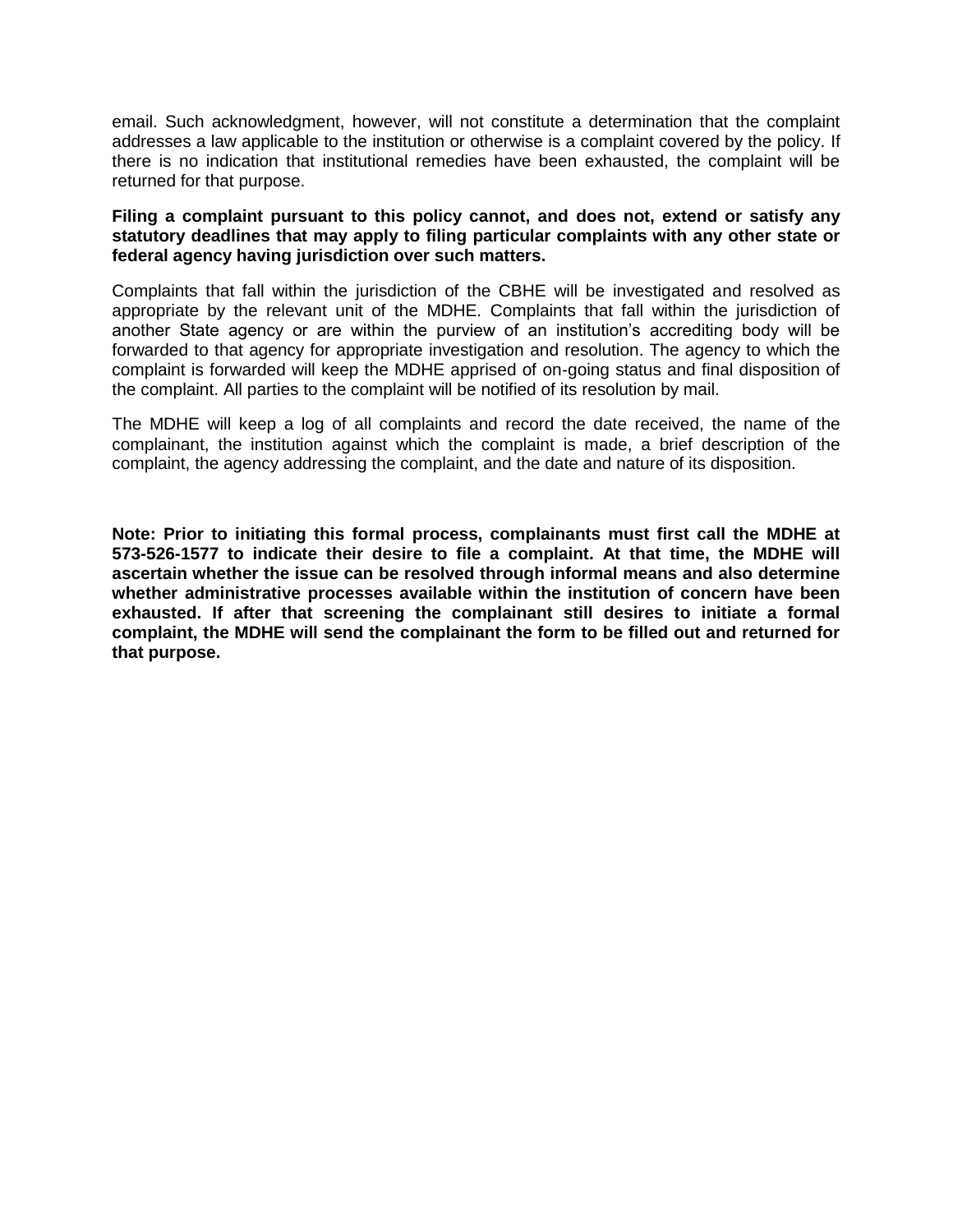email. Such acknowledgment, however, will not constitute a determination that the complaint addresses a law applicable to the institution or otherwise is a complaint covered by the policy. If there is no indication that institutional remedies have been exhausted, the complaint will be returned for that purpose.

**Filing a complaint pursuant to this policy cannot, and does not, extend or satisfy any statutory deadlines that may apply to filing particular complaints with any other state or federal agency having jurisdiction over such matters.**

Complaints that fall within the jurisdiction of the CBHE will be investigated and resolved as appropriate by the relevant unit of the MDHE. Complaints that fall within the jurisdiction of another State agency or are within the purview of an institution's accrediting body will be forwarded to that agency for appropriate investigation and resolution. The agency to which the complaint is forwarded will keep the MDHE apprised of on-going status and final disposition of the complaint. All parties to the complaint will be notified of its resolution by mail.

The MDHE will keep a log of all complaints and record the date received, the name of the complainant, the institution against which the complaint is made, a brief description of the complaint, the agency addressing the complaint, and the date and nature of its disposition.

**Note: Prior to initiating this formal process, complainants must first call the MDHE at 573-526-1577 to indicate their desire to file a complaint. At that time, the MDHE will ascertain whether the issue can be resolved through informal means and also determine whether administrative processes available within the institution of concern have been exhausted. If after that screening the complainant still desires to initiate a formal complaint, the MDHE will send the complainant the form to be filled out and returned for that purpose.**